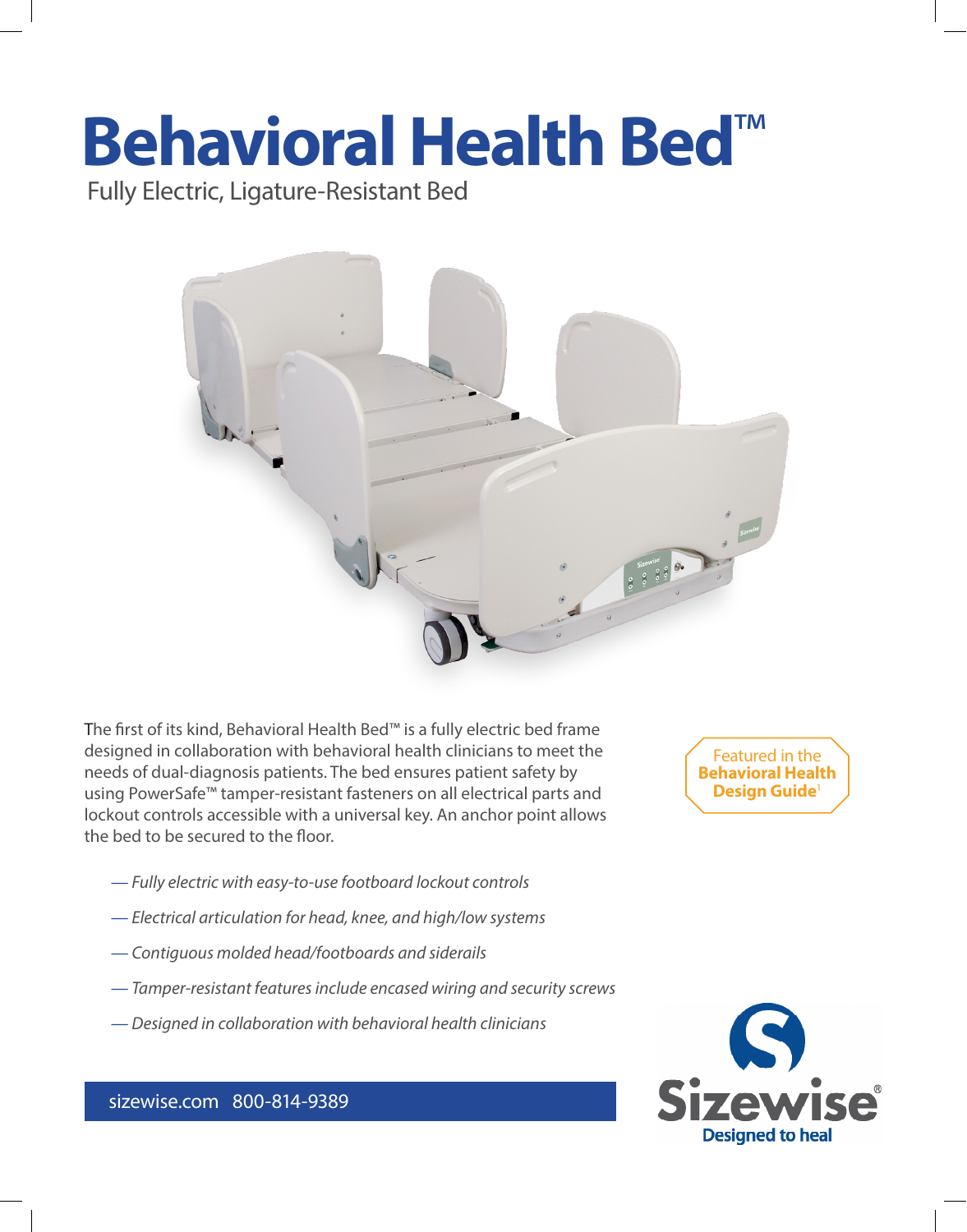# Behavioral Health Bed™

Fully Electric, Ligature-Resistant Bed

The first of its kind, Behavioral Health Bed™ is a fully electric bed frame designed in collaboration with behavioral health clinicians to meet the needs of dual-diagnosis patients. The bed ensures patient safety by using PowerSafe™ tamper-resistant fasteners on all electrical parts and lockout controls accessible with a universal key. An anchor point allows the bed to be secured to the floor.

Featured in the **Behavioral Health Design Guide**[1]

- *Fully electric with easy-to-use footboard lockout controls*
- *Electrical articulation for head, knee, and high/low systems*
- *Contiguous molded head/footboards and siderails*
- *Tamper-resistant features include encased wiring and security screws*
- *Designed in collaboration with behavioral health clinicians*

sizewise.com 800-814-9389

Sizewise®
Designed to heal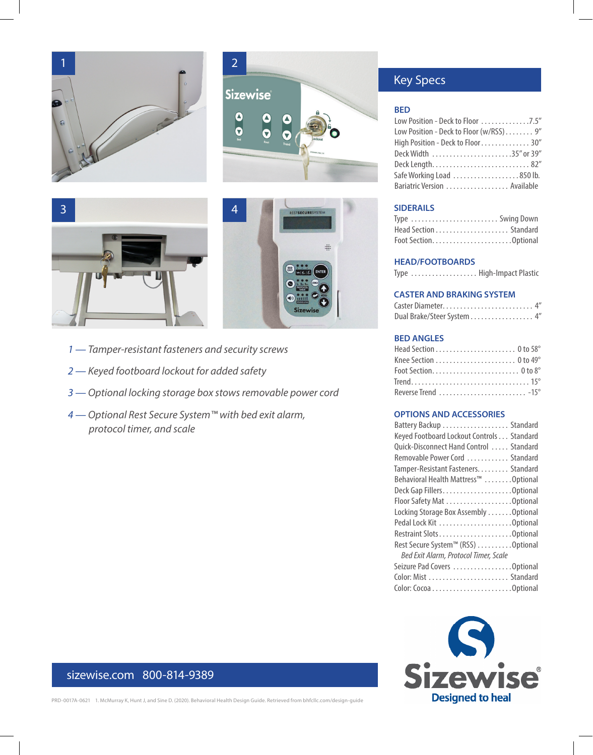1 — *Tamper-resistant fasteners and security screws*

2 — *Keyed footboard lockout for added safety*

3 — *Optional locking storage box stows removable power cord*

4 — *Optional Rest Secure System™ with bed exit alarm, protocol timer, and scale*

## Key Specs

### BED

| | |
|---|---|
| Low Position - Deck to Floor | 7.5" |
| Low Position - Deck to Floor (w/RSS) | 9" |
| High Position - Deck to Floor | 30" |
| Deck Width | 35" or 39" |
| Deck Length | 82" |
| Safe Working Load | 850 lb. |
| Bariatric Version | Available |

### SIDERAILS

| | |
|---|---|
| Type | Swing Down |
| Head Section | Standard |
| Foot Section | Optional |

### HEAD/FOOTBOARDS

| | |
|---|---|
| Type | High-Impact Plastic |

### CASTER AND BRAKING SYSTEM

| | |
|---|---|
| Caster Diameter | 4" |
| Dual Brake/Steer System | 4" |

### BED ANGLES

| | |
|---|---|
| Head Section | 0 to 58° |
| Knee Section | 0 to 49° |
| Foot Section | 0 to 8° |
| Trend | 15° |
| Reverse Trend | -15° |

### OPTIONS AND ACCESSORIES

| | |
|---|---|
| Battery Backup | Standard |
| Keyed Footboard Lockout Controls | Standard |
| Quick-Disconnect Hand Control | Standard |
| Removable Power Cord | Standard |
| Tamper-Resistant Fasteners | Standard |
| Behavioral Health Mattress™ | Optional |
| Deck Gap Fillers | Optional |
| Floor Safety Mat | Optional |
| Locking Storage Box Assembly | Optional |
| Pedal Lock Kit | Optional |
| Restraint Slots | Optional |
| Rest Secure System™ (RSS) *Bed Exit Alarm, Protocol Timer, Scale* | Optional |
| Seizure Pad Covers | Optional |
| Color: Mist | Standard |
| Color: Cocoa | Optional |

sizewise.com 800-814-9389

Sizewise® Designed to heal

PRD-0017A-0621 1. McMurray K, Hunt J, and Sine D. (2020). Behavioral Health Design Guide. Retrieved from bhfcllc.com/design-guide